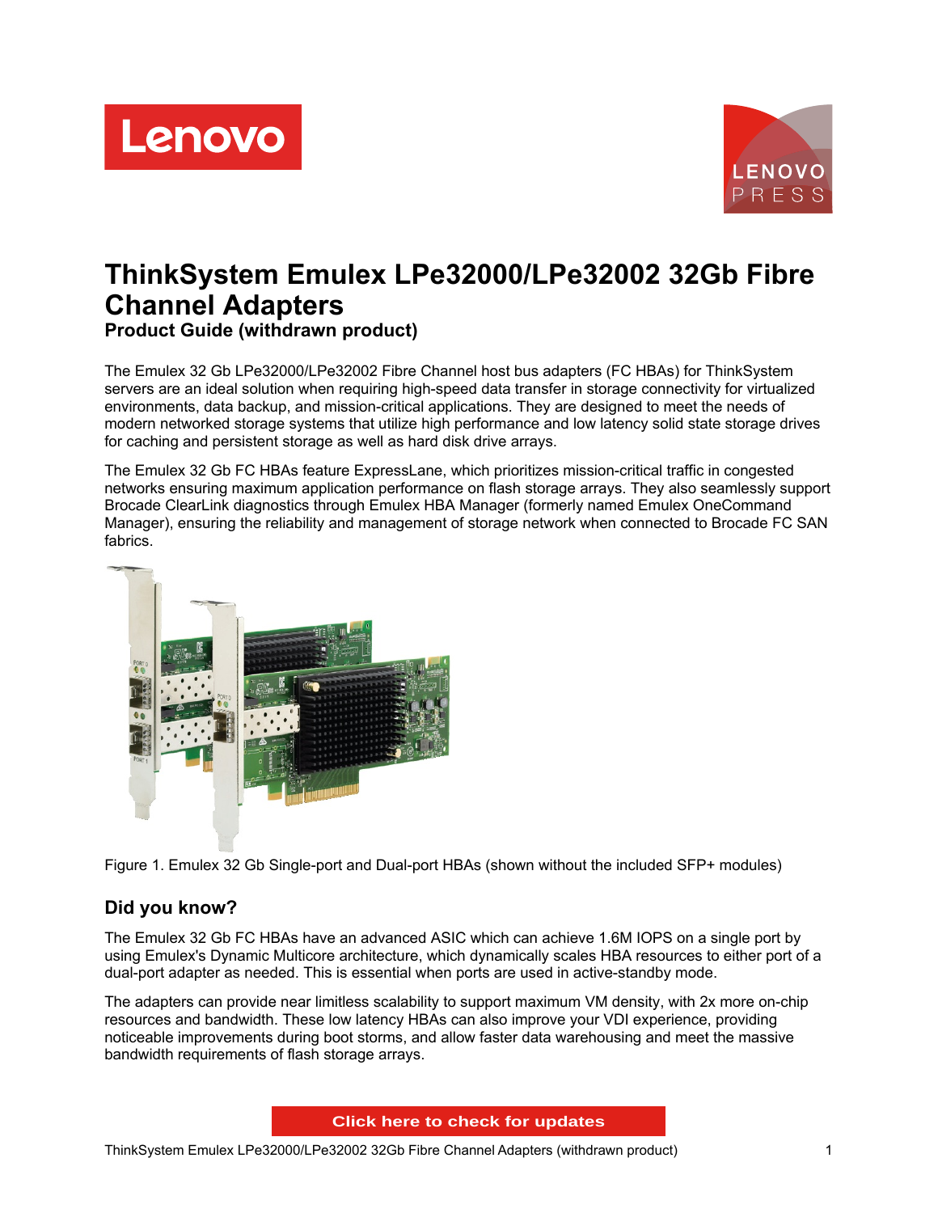# ThinkSystem Emulex LPe32000/LPe32002 32Gb Fibre Channel Adapters

**Product Guide (withdrawn product)**

The Emulex 32 Gb LPe32000/LPe32002 Fibre Channel host bus adapters (FC HBAs) for ThinkSystem servers are an ideal solution when requiring high-speed data transfer in storage connectivity for virtualized environments, data backup, and mission-critical applications. They are designed to meet the needs of modern networked storage systems that utilize high performance and low latency solid state storage drives for caching and persistent storage as well as hard disk drive arrays.

The Emulex 32 Gb FC HBAs feature ExpressLane, which prioritizes mission-critical traffic in congested networks ensuring maximum application performance on flash storage arrays. They also seamlessly support Brocade ClearLink diagnostics through Emulex HBA Manager (formerly named Emulex OneCommand Manager), ensuring the reliability and management of storage network when connected to Brocade FC SAN fabrics.

Figure 1. Emulex 32 Gb Single-port and Dual-port HBAs (shown without the included SFP+ modules)

## Did you know?

The Emulex 32 Gb FC HBAs have an advanced ASIC which can achieve 1.6M IOPS on a single port by using Emulex's Dynamic Multicore architecture, which dynamically scales HBA resources to either port of a dual-port adapter as needed. This is essential when ports are used in active-standby mode.

The adapters can provide near limitless scalability to support maximum VM density, with 2x more on-chip resources and bandwidth. These low latency HBAs can also improve your VDI experience, providing noticeable improvements during boot storms, and allow faster data warehousing and meet the massive bandwidth requirements of flash storage arrays.

Click here to check for updates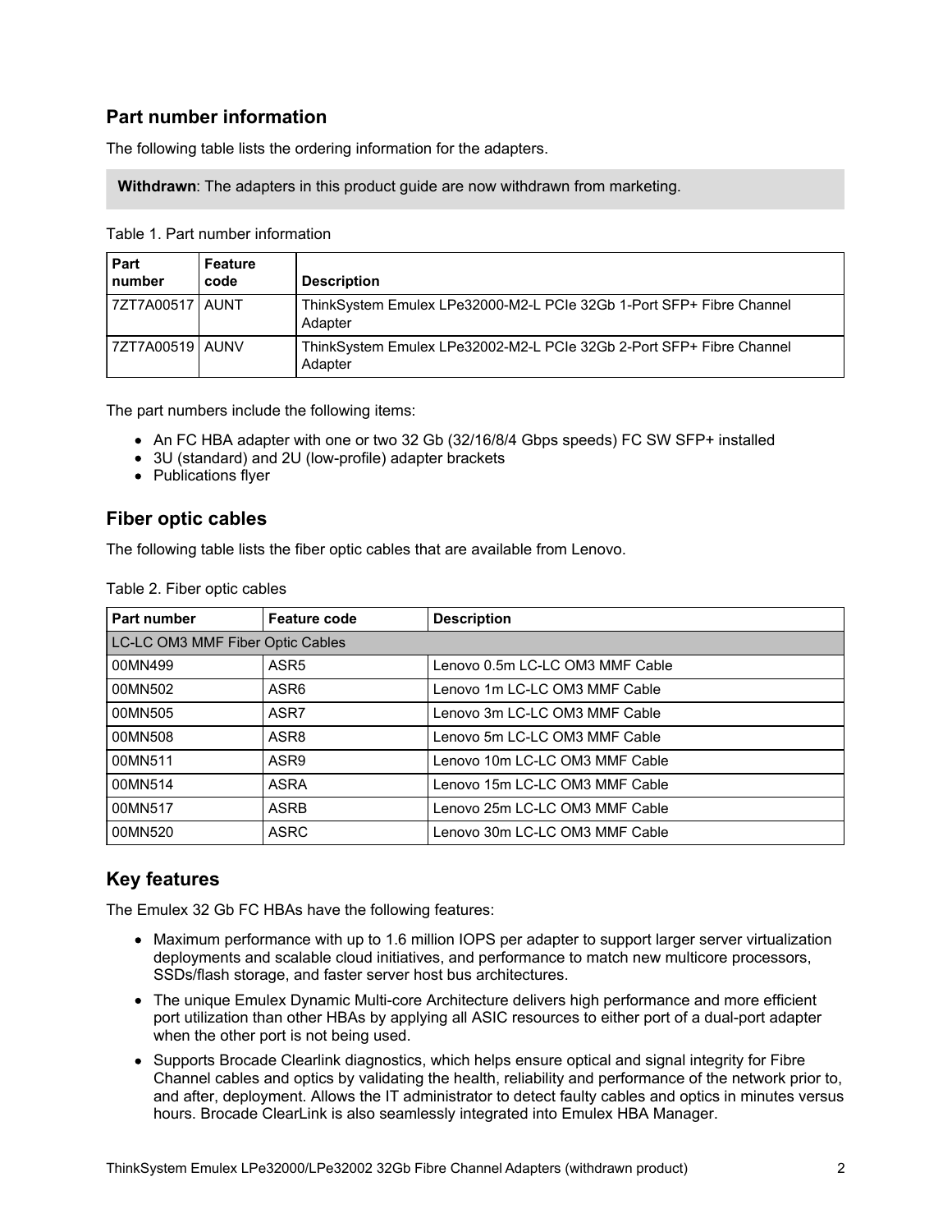## Part number information

The following table lists the ordering information for the adapters.

**Withdrawn**: The adapters in this product guide are now withdrawn from marketing.

Table 1. Part number information

| Part number | Feature code | Description |
|---|---|---|
| 7ZT7A00517 | AUNT | ThinkSystem Emulex LPe32000-M2-L PCIe 32Gb 1-Port SFP+ Fibre Channel Adapter |
| 7ZT7A00519 | AUNV | ThinkSystem Emulex LPe32002-M2-L PCIe 32Gb 2-Port SFP+ Fibre Channel Adapter |

The part numbers include the following items:

- An FC HBA adapter with one or two 32 Gb (32/16/8/4 Gbps speeds) FC SW SFP+ installed
- 3U (standard) and 2U (low-profile) adapter brackets
- Publications flyer

## Fiber optic cables

The following table lists the fiber optic cables that are available from Lenovo.

Table 2. Fiber optic cables

| Part number | Feature code | Description |
|---|---|---|
| LC-LC OM3 MMF Fiber Optic Cables | | |
| 00MN499 | ASR5 | Lenovo 0.5m LC-LC OM3 MMF Cable |
| 00MN502 | ASR6 | Lenovo 1m LC-LC OM3 MMF Cable |
| 00MN505 | ASR7 | Lenovo 3m LC-LC OM3 MMF Cable |
| 00MN508 | ASR8 | Lenovo 5m LC-LC OM3 MMF Cable |
| 00MN511 | ASR9 | Lenovo 10m LC-LC OM3 MMF Cable |
| 00MN514 | ASRA | Lenovo 15m LC-LC OM3 MMF Cable |
| 00MN517 | ASRB | Lenovo 25m LC-LC OM3 MMF Cable |
| 00MN520 | ASRC | Lenovo 30m LC-LC OM3 MMF Cable |

## Key features

The Emulex 32 Gb FC HBAs have the following features:

- Maximum performance with up to 1.6 million IOPS per adapter to support larger server virtualization deployments and scalable cloud initiatives, and performance to match new multicore processors, SSDs/flash storage, and faster server host bus architectures.
- The unique Emulex Dynamic Multi-core Architecture delivers high performance and more efficient port utilization than other HBAs by applying all ASIC resources to either port of a dual-port adapter when the other port is not being used.
- Supports Brocade Clearlink diagnostics, which helps ensure optical and signal integrity for Fibre Channel cables and optics by validating the health, reliability and performance of the network prior to, and after, deployment. Allows the IT administrator to detect faulty cables and optics in minutes versus hours. Brocade ClearLink is also seamlessly integrated into Emulex HBA Manager.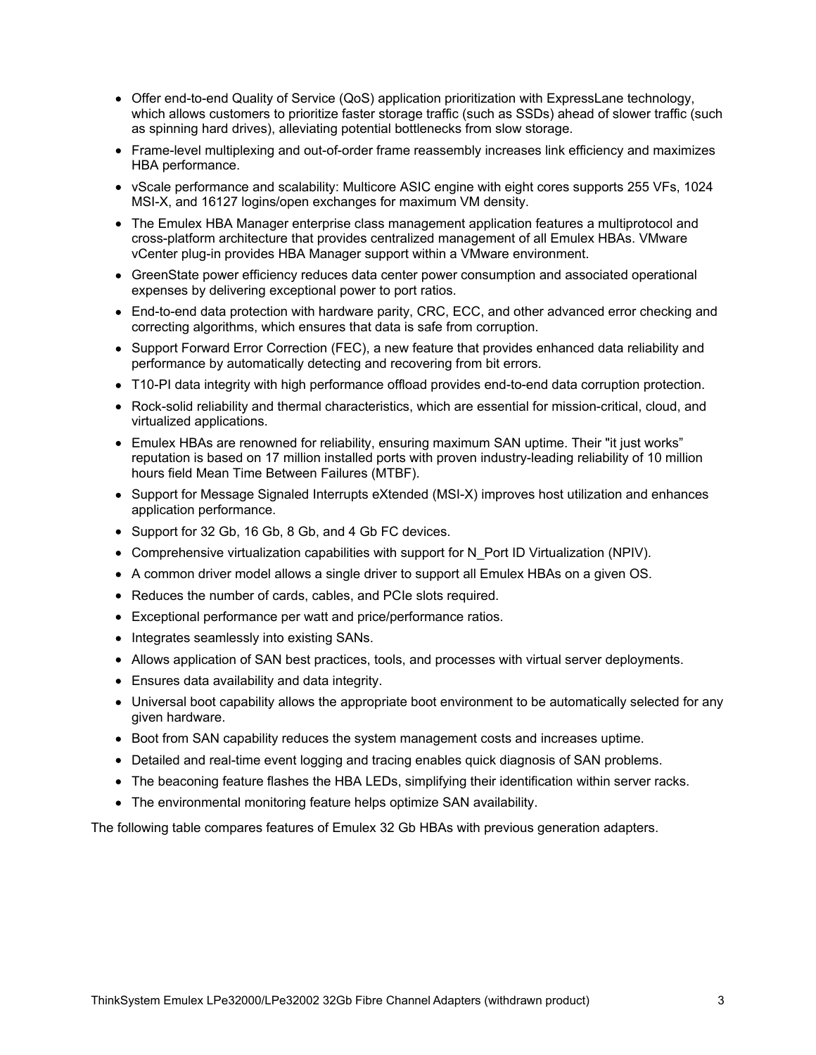- Offer end-to-end Quality of Service (QoS) application prioritization with ExpressLane technology, which allows customers to prioritize faster storage traffic (such as SSDs) ahead of slower traffic (such as spinning hard drives), alleviating potential bottlenecks from slow storage.
- Frame-level multiplexing and out-of-order frame reassembly increases link efficiency and maximizes HBA performance.
- vScale performance and scalability: Multicore ASIC engine with eight cores supports 255 VFs, 1024 MSI-X, and 16127 logins/open exchanges for maximum VM density.
- The Emulex HBA Manager enterprise class management application features a multiprotocol and cross-platform architecture that provides centralized management of all Emulex HBAs. VMware vCenter plug-in provides HBA Manager support within a VMware environment.
- GreenState power efficiency reduces data center power consumption and associated operational expenses by delivering exceptional power to port ratios.
- End-to-end data protection with hardware parity, CRC, ECC, and other advanced error checking and correcting algorithms, which ensures that data is safe from corruption.
- Support Forward Error Correction (FEC), a new feature that provides enhanced data reliability and performance by automatically detecting and recovering from bit errors.
- T10-PI data integrity with high performance offload provides end-to-end data corruption protection.
- Rock-solid reliability and thermal characteristics, which are essential for mission-critical, cloud, and virtualized applications.
- Emulex HBAs are renowned for reliability, ensuring maximum SAN uptime. Their "it just works" reputation is based on 17 million installed ports with proven industry-leading reliability of 10 million hours field Mean Time Between Failures (MTBF).
- Support for Message Signaled Interrupts eXtended (MSI-X) improves host utilization and enhances application performance.
- Support for 32 Gb, 16 Gb, 8 Gb, and 4 Gb FC devices.
- Comprehensive virtualization capabilities with support for N_Port ID Virtualization (NPIV).
- A common driver model allows a single driver to support all Emulex HBAs on a given OS.
- Reduces the number of cards, cables, and PCIe slots required.
- Exceptional performance per watt and price/performance ratios.
- Integrates seamlessly into existing SANs.
- Allows application of SAN best practices, tools, and processes with virtual server deployments.
- Ensures data availability and data integrity.
- Universal boot capability allows the appropriate boot environment to be automatically selected for any given hardware.
- Boot from SAN capability reduces the system management costs and increases uptime.
- Detailed and real-time event logging and tracing enables quick diagnosis of SAN problems.
- The beaconing feature flashes the HBA LEDs, simplifying their identification within server racks.
- The environmental monitoring feature helps optimize SAN availability.

The following table compares features of Emulex 32 Gb HBAs with previous generation adapters.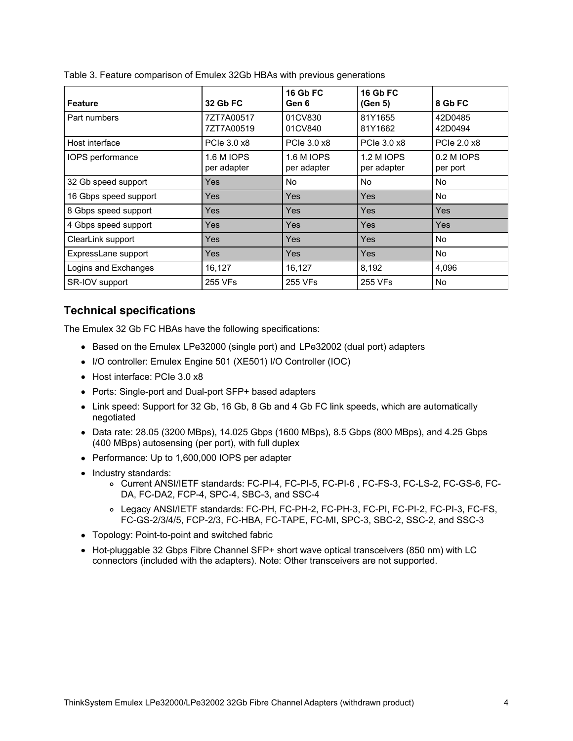Table 3. Feature comparison of Emulex 32Gb HBAs with previous generations

| Feature | 32 Gb FC | 16 Gb FC Gen 6 | 16 Gb FC (Gen 5) | 8 Gb FC |
|---|---|---|---|---|
| Part numbers | 7ZT7A00517<br>7ZT7A00519 | 01CV830<br>01CV840 | 81Y1655<br>81Y1662 | 42D0485<br>42D0494 |
| Host interface | PCIe 3.0 x8 | PCIe 3.0 x8 | PCIe 3.0 x8 | PCIe 2.0 x8 |
| IOPS performance | 1.6 M IOPS per adapter | 1.6 M IOPS per adapter | 1.2 M IOPS per adapter | 0.2 M IOPS per port |
| 32 Gb speed support | Yes | No | No | No |
| 16 Gbps speed support | Yes | Yes | Yes | No |
| 8 Gbps speed support | Yes | Yes | Yes | Yes |
| 4 Gbps speed support | Yes | Yes | Yes | Yes |
| ClearLink support | Yes | Yes | Yes | No |
| ExpressLane support | Yes | Yes | Yes | No |
| Logins and Exchanges | 16,127 | 16,127 | 8,192 | 4,096 |
| SR-IOV support | 255 VFs | 255 VFs | 255 VFs | No |

## Technical specifications

The Emulex 32 Gb FC HBAs have the following specifications:

- Based on the Emulex LPe32000 (single port) and LPe32002 (dual port) adapters
- I/O controller: Emulex Engine 501 (XE501) I/O Controller (IOC)
- Host interface: PCIe 3.0 x8
- Ports: Single-port and Dual-port SFP+ based adapters
- Link speed: Support for 32 Gb, 16 Gb, 8 Gb and 4 Gb FC link speeds, which are automatically negotiated
- Data rate: 28.05 (3200 MBps), 14.025 Gbps (1600 MBps), 8.5 Gbps (800 MBps), and 4.25 Gbps (400 MBps) autosensing (per port), with full duplex
- Performance: Up to 1,600,000 IOPS per adapter
- Industry standards:
  - Current ANSI/IETF standards: FC-PI-4, FC-PI-5, FC-PI-6 , FC-FS-3, FC-LS-2, FC-GS-6, FC-DA, FC-DA2, FCP-4, SPC-4, SBC-3, and SSC-4
  - Legacy ANSI/IETF standards: FC-PH, FC-PH-2, FC-PH-3, FC-PI, FC-PI-2, FC-PI-3, FC-FS, FC-GS-2/3/4/5, FCP-2/3, FC-HBA, FC-TAPE, FC-MI, SPC-3, SBC-2, SSC-2, and SSC-3
- Topology: Point-to-point and switched fabric
- Hot-pluggable 32 Gbps Fibre Channel SFP+ short wave optical transceivers (850 nm) with LC connectors (included with the adapters). Note: Other transceivers are not supported.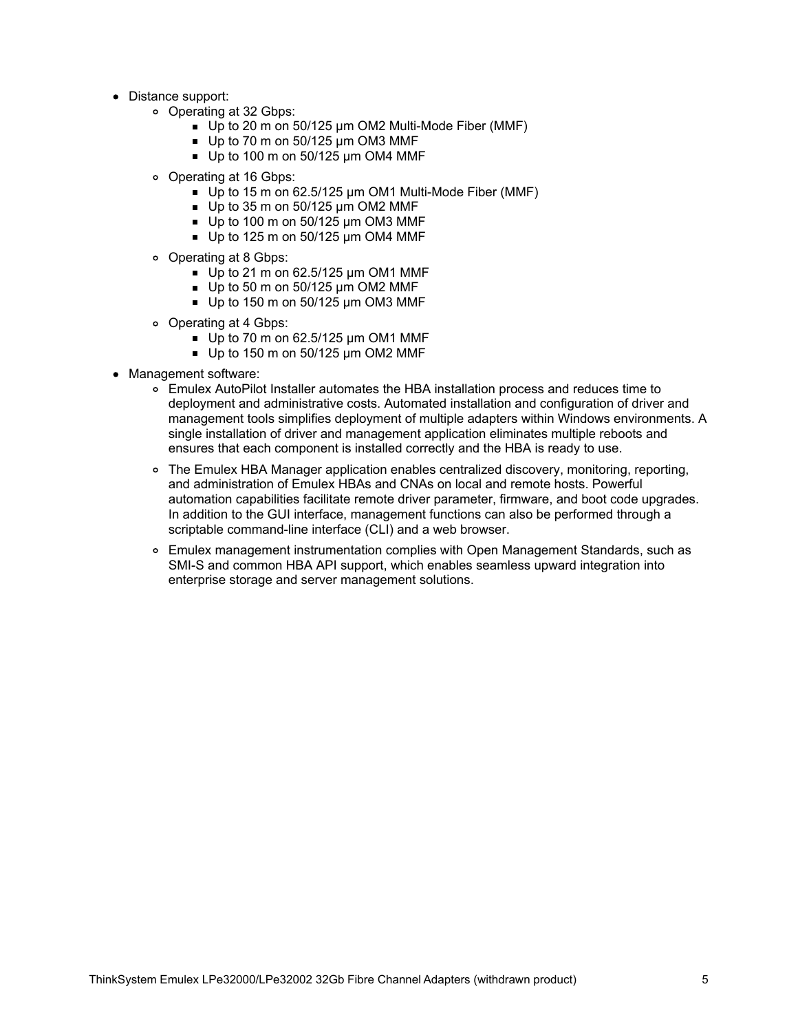- Distance support:
  - Operating at 32 Gbps:
    - Up to 20 m on 50/125 µm OM2 Multi-Mode Fiber (MMF)
    - Up to 70 m on 50/125 µm OM3 MMF
    - Up to 100 m on 50/125 µm OM4 MMF
  - Operating at 16 Gbps:
    - Up to 15 m on 62.5/125 µm OM1 Multi-Mode Fiber (MMF)
    - Up to 35 m on 50/125 µm OM2 MMF
    - Up to 100 m on 50/125 µm OM3 MMF
    - Up to 125 m on 50/125 µm OM4 MMF
  - Operating at 8 Gbps:
    - Up to 21 m on 62.5/125 µm OM1 MMF
    - Up to 50 m on 50/125 µm OM2 MMF
    - Up to 150 m on 50/125 µm OM3 MMF
  - Operating at 4 Gbps:
    - Up to 70 m on 62.5/125 µm OM1 MMF
    - Up to 150 m on 50/125 µm OM2 MMF
- Management software:
  - Emulex AutoPilot Installer automates the HBA installation process and reduces time to deployment and administrative costs. Automated installation and configuration of driver and management tools simplifies deployment of multiple adapters within Windows environments. A single installation of driver and management application eliminates multiple reboots and ensures that each component is installed correctly and the HBA is ready to use.
  - The Emulex HBA Manager application enables centralized discovery, monitoring, reporting, and administration of Emulex HBAs and CNAs on local and remote hosts. Powerful automation capabilities facilitate remote driver parameter, firmware, and boot code upgrades. In addition to the GUI interface, management functions can also be performed through a scriptable command-line interface (CLI) and a web browser.
  - Emulex management instrumentation complies with Open Management Standards, such as SMI-S and common HBA API support, which enables seamless upward integration into enterprise storage and server management solutions.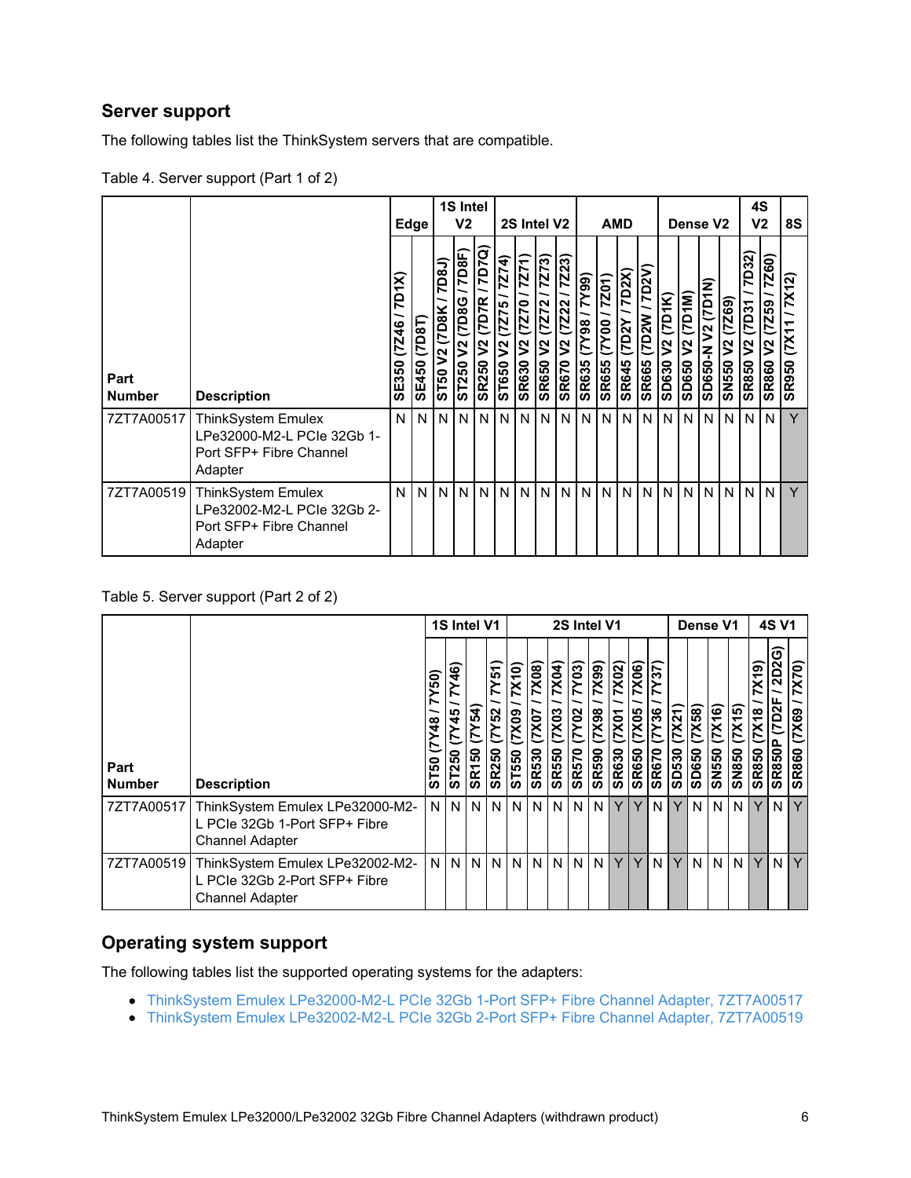## Server support

The following tables list the ThinkSystem servers that are compatible.

Table 4. Server support (Part 1 of 2)

| Part Number | Description | Edge | | 1S Intel V2 | | | 2S Intel V2 | | | | | AMD | | | | Dense V2 | | | | 4S V2 | | 8S |
|---|---|---|---|---|---|---|---|---|---|---|---|---|---|---|---|---|---|---|---|---|---|---|
| | | SE350 (7Z46 / 7D1X) | SE450 (7D8T) | ST50 V2 (7D8K / 7D8J) | ST250 V2 (7D8G / 7D8F) | SR250 V2 (7D7R / 7D7Q) | ST650 V2 (7Z75 / 7Z74) | SR630 V2 (7Z70 / 7Z71) | SR650 V2 (7Z72 / 7Z73) | SR670 V2 (7Z22 / 7Z23) | SR635 (7Y98 / 7Y99) | SR655 (7Y00 / 7Z01) | SR645 (7D2Y / 7D2X) | SR665 (7D2W / 7D2V) | SD630 V2 (7D1K) | SD650 V2 (7D1M) | SD650-N V2 (7D1N) | SN550 V2 (7Z69) | SR850 V2 (7D31 / 7D32) | SR860 V2 (7Z59 / 7Z60) | SR950 (7X11 / 7X12) |
| 7ZT7A00517 | ThinkSystem Emulex LPe32000-M2-L PCIe 32Gb 1-Port SFP+ Fibre Channel Adapter | N | N | N | N | N | N | N | N | N | N | N | N | N | N | N | N | N | N | N | Y |
| 7ZT7A00519 | ThinkSystem Emulex LPe32002-M2-L PCIe 32Gb 2-Port SFP+ Fibre Channel Adapter | N | N | N | N | N | N | N | N | N | N | N | N | N | N | N | N | N | N | N | Y |

Table 5. Server support (Part 2 of 2)

| Part Number | Description | 1S Intel V1 | | | | 2S Intel V1 | | | | | | | | Dense V1 | | | | 4S V1 | | |
|---|---|---|---|---|---|---|---|---|---|---|---|---|---|---|---|---|---|---|---|---|
| | | ST50 (7Y48 / 7Y50) | ST250 (7Y45 / 7Y46) | SR150 (7Y54) | SR250 (7Y52 / 7Y51) | ST550 (7X09 / 7X10) | SR530 (7X07 / 7X08) | SR550 (7X03 / 7X04) | SR570 (7Y02 / 7Y03) | SR590 (7X98 / 7X99) | SR630 (7X01 / 7X02) | SR650 (7X05 / 7X06) | SR670 (7Y36 / 7Y37) | SD530 (7X21) | SD650 (7X58) | SN550 (7X16) | SN850 (7X15) | SR850 (7X18 / 7X19) | SR850P (7D2F / 2D2G) | SR860 (7X69 / 7X70) |
| 7ZT7A00517 | ThinkSystem Emulex LPe32000-M2-L PCIe 32Gb 1-Port SFP+ Fibre Channel Adapter | N | N | N | N | N | N | N | N | N | Y | Y | N | Y | N | N | N | Y | N | Y |
| 7ZT7A00519 | ThinkSystem Emulex LPe32002-M2-L PCIe 32Gb 2-Port SFP+ Fibre Channel Adapter | N | N | N | N | N | N | N | N | N | Y | Y | N | Y | N | N | N | Y | N | Y |

## Operating system support

The following tables list the supported operating systems for the adapters:

- ThinkSystem Emulex LPe32000-M2-L PCIe 32Gb 1-Port SFP+ Fibre Channel Adapter, 7ZT7A00517
- ThinkSystem Emulex LPe32002-M2-L PCIe 32Gb 2-Port SFP+ Fibre Channel Adapter, 7ZT7A00519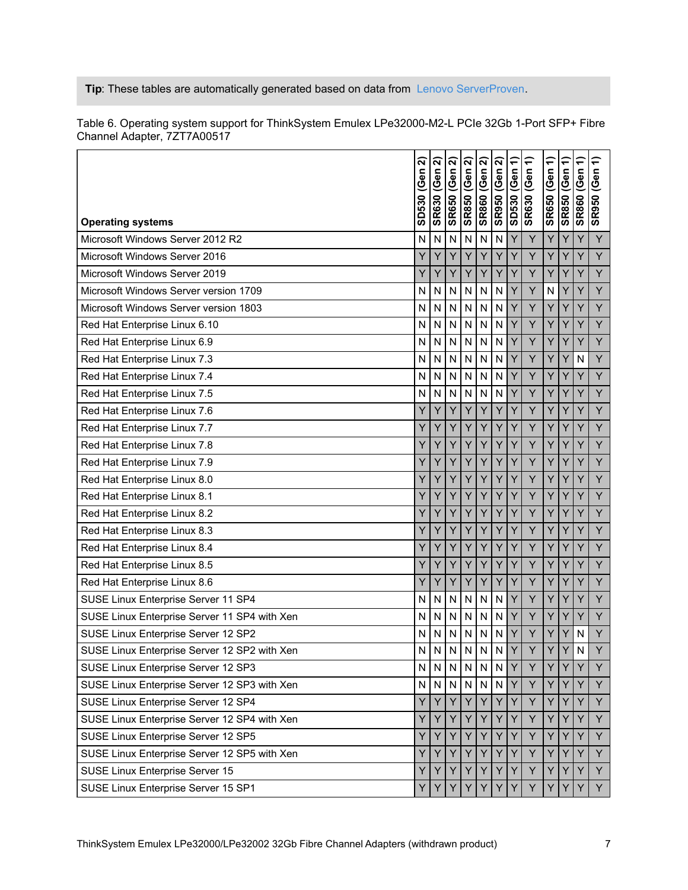**Tip**: These tables are automatically generated based on data from Lenovo ServerProven.

Table 6. Operating system support for ThinkSystem Emulex LPe32000-M2-L PCIe 32Gb 1-Port SFP+ Fibre Channel Adapter, 7ZT7A00517

| Operating systems | SD530 (Gen 2) | SR630 (Gen 2) | SR650 (Gen 2) | SR850 (Gen 2) | SR860 (Gen 2) | SR950 (Gen 2) | SD530 (Gen 1) | SR630 (Gen 1) | SR650 (Gen 1) | SR850 (Gen 1) | SR860 (Gen 1) | SR950 (Gen 1) |
|---|---|---|---|---|---|---|---|---|---|---|---|---|
| Microsoft Windows Server 2012 R2 | N | N | N | N | N | N | Y | Y | Y | Y | Y | Y |
| Microsoft Windows Server 2016 | Y | Y | Y | Y | Y | Y | Y | Y | Y | Y | Y | Y |
| Microsoft Windows Server 2019 | Y | Y | Y | Y | Y | Y | Y | Y | Y | Y | Y | Y |
| Microsoft Windows Server version 1709 | N | N | N | N | N | N | Y | Y | N | Y | Y | Y |
| Microsoft Windows Server version 1803 | N | N | N | N | N | N | Y | Y | Y | Y | Y | Y |
| Red Hat Enterprise Linux 6.10 | N | N | N | N | N | N | Y | Y | Y | Y | Y | Y |
| Red Hat Enterprise Linux 6.9 | N | N | N | N | N | N | Y | Y | Y | Y | Y | Y |
| Red Hat Enterprise Linux 7.3 | N | N | N | N | N | N | Y | Y | Y | Y | N | Y |
| Red Hat Enterprise Linux 7.4 | N | N | N | N | N | N | Y | Y | Y | Y | Y | Y |
| Red Hat Enterprise Linux 7.5 | N | N | N | N | N | N | Y | Y | Y | Y | Y | Y |
| Red Hat Enterprise Linux 7.6 | Y | Y | Y | Y | Y | Y | Y | Y | Y | Y | Y | Y |
| Red Hat Enterprise Linux 7.7 | Y | Y | Y | Y | Y | Y | Y | Y | Y | Y | Y | Y |
| Red Hat Enterprise Linux 7.8 | Y | Y | Y | Y | Y | Y | Y | Y | Y | Y | Y | Y |
| Red Hat Enterprise Linux 7.9 | Y | Y | Y | Y | Y | Y | Y | Y | Y | Y | Y | Y |
| Red Hat Enterprise Linux 8.0 | Y | Y | Y | Y | Y | Y | Y | Y | Y | Y | Y | Y |
| Red Hat Enterprise Linux 8.1 | Y | Y | Y | Y | Y | Y | Y | Y | Y | Y | Y | Y |
| Red Hat Enterprise Linux 8.2 | Y | Y | Y | Y | Y | Y | Y | Y | Y | Y | Y | Y |
| Red Hat Enterprise Linux 8.3 | Y | Y | Y | Y | Y | Y | Y | Y | Y | Y | Y | Y |
| Red Hat Enterprise Linux 8.4 | Y | Y | Y | Y | Y | Y | Y | Y | Y | Y | Y | Y |
| Red Hat Enterprise Linux 8.5 | Y | Y | Y | Y | Y | Y | Y | Y | Y | Y | Y | Y |
| Red Hat Enterprise Linux 8.6 | Y | Y | Y | Y | Y | Y | Y | Y | Y | Y | Y | Y |
| SUSE Linux Enterprise Server 11 SP4 | N | N | N | N | N | N | Y | Y | Y | Y | Y | Y |
| SUSE Linux Enterprise Server 11 SP4 with Xen | N | N | N | N | N | N | Y | Y | Y | Y | Y | Y |
| SUSE Linux Enterprise Server 12 SP2 | N | N | N | N | N | N | Y | Y | Y | Y | N | Y |
| SUSE Linux Enterprise Server 12 SP2 with Xen | N | N | N | N | N | N | Y | Y | Y | Y | N | Y |
| SUSE Linux Enterprise Server 12 SP3 | N | N | N | N | N | N | Y | Y | Y | Y | Y | Y |
| SUSE Linux Enterprise Server 12 SP3 with Xen | N | N | N | N | N | N | Y | Y | Y | Y | Y | Y |
| SUSE Linux Enterprise Server 12 SP4 | Y | Y | Y | Y | Y | Y | Y | Y | Y | Y | Y | Y |
| SUSE Linux Enterprise Server 12 SP4 with Xen | Y | Y | Y | Y | Y | Y | Y | Y | Y | Y | Y | Y |
| SUSE Linux Enterprise Server 12 SP5 | Y | Y | Y | Y | Y | Y | Y | Y | Y | Y | Y | Y |
| SUSE Linux Enterprise Server 12 SP5 with Xen | Y | Y | Y | Y | Y | Y | Y | Y | Y | Y | Y | Y |
| SUSE Linux Enterprise Server 15 | Y | Y | Y | Y | Y | Y | Y | Y | Y | Y | Y | Y |
| SUSE Linux Enterprise Server 15 SP1 | Y | Y | Y | Y | Y | Y | Y | Y | Y | Y | Y | Y |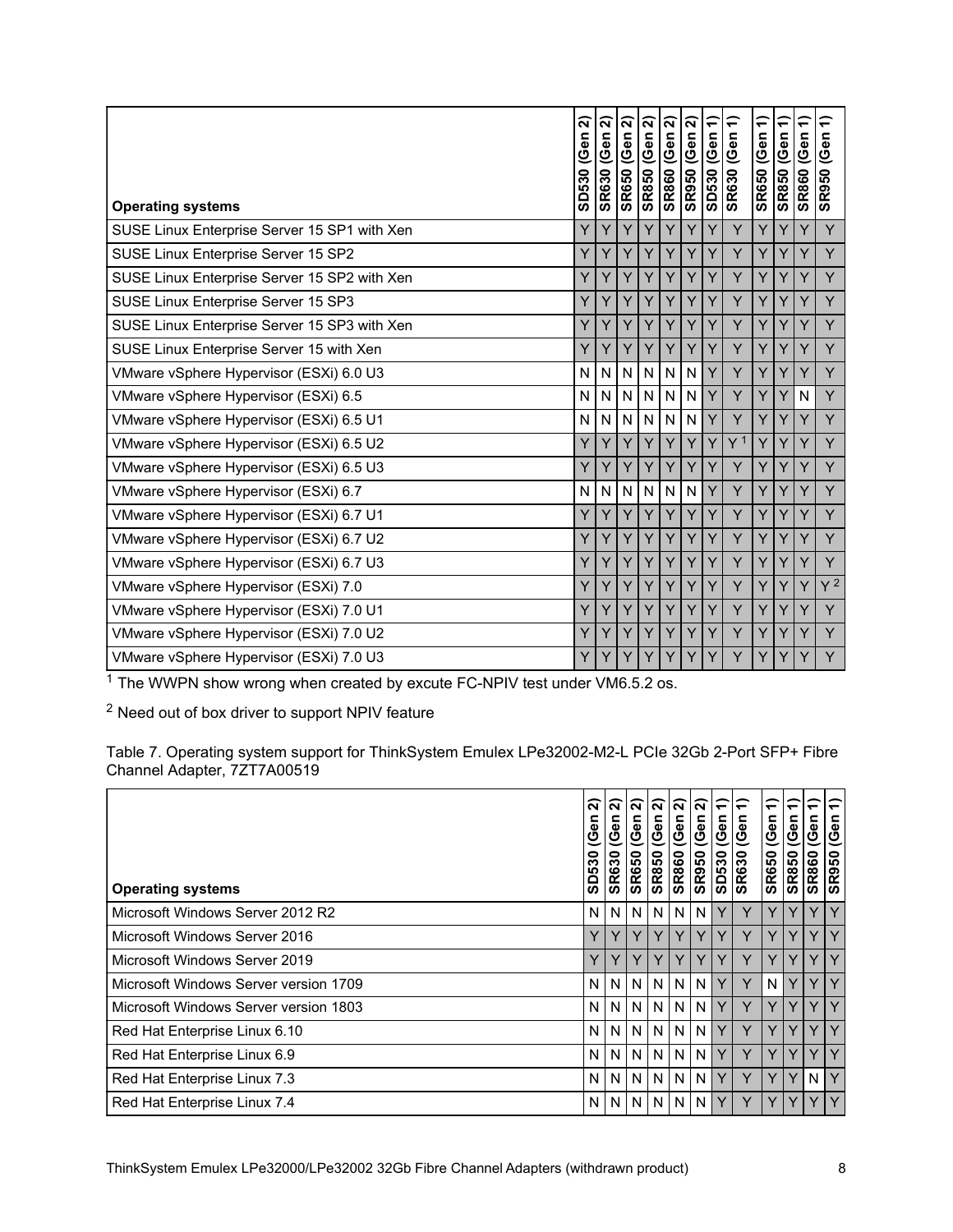| Operating systems | SD530 (Gen 2) | SR630 (Gen 2) | SR650 (Gen 2) | SR850 (Gen 2) | SR860 (Gen 2) | SR950 (Gen 2) | SD530 (Gen 1) | SR630 (Gen 1) | SR650 (Gen 1) | SR850 (Gen 1) | SR860 (Gen 1) | SR950 (Gen 1) |
|---|---|---|---|---|---|---|---|---|---|---|---|---|
| SUSE Linux Enterprise Server 15 SP1 with Xen | Y | Y | Y | Y | Y | Y | Y | Y | Y | Y | Y | Y |
| SUSE Linux Enterprise Server 15 SP2 | Y | Y | Y | Y | Y | Y | Y | Y | Y | Y | Y | Y |
| SUSE Linux Enterprise Server 15 SP2 with Xen | Y | Y | Y | Y | Y | Y | Y | Y | Y | Y | Y | Y |
| SUSE Linux Enterprise Server 15 SP3 | Y | Y | Y | Y | Y | Y | Y | Y | Y | Y | Y | Y |
| SUSE Linux Enterprise Server 15 SP3 with Xen | Y | Y | Y | Y | Y | Y | Y | Y | Y | Y | Y | Y |
| SUSE Linux Enterprise Server 15 with Xen | Y | Y | Y | Y | Y | Y | Y | Y | Y | Y | Y | Y |
| VMware vSphere Hypervisor (ESXi) 6.0 U3 | N | N | N | N | N | N | Y | Y | Y | Y | Y | Y |
| VMware vSphere Hypervisor (ESXi) 6.5 | N | N | N | N | N | N | Y | Y | Y | Y | N | Y |
| VMware vSphere Hypervisor (ESXi) 6.5 U1 | N | N | N | N | N | N | Y | Y | Y | Y | Y | Y |
| VMware vSphere Hypervisor (ESXi) 6.5 U2 | Y | Y | Y | Y | Y | Y | Y | Y [1] | Y | Y | Y | Y |
| VMware vSphere Hypervisor (ESXi) 6.5 U3 | Y | Y | Y | Y | Y | Y | Y | Y | Y | Y | Y | Y |
| VMware vSphere Hypervisor (ESXi) 6.7 | N | N | N | N | N | N | Y | Y | Y | Y | Y | Y |
| VMware vSphere Hypervisor (ESXi) 6.7 U1 | Y | Y | Y | Y | Y | Y | Y | Y | Y | Y | Y | Y |
| VMware vSphere Hypervisor (ESXi) 6.7 U2 | Y | Y | Y | Y | Y | Y | Y | Y | Y | Y | Y | Y |
| VMware vSphere Hypervisor (ESXi) 6.7 U3 | Y | Y | Y | Y | Y | Y | Y | Y | Y | Y | Y | Y |
| VMware vSphere Hypervisor (ESXi) 7.0 | Y | Y | Y | Y | Y | Y | Y | Y | Y | Y | Y | Y [2] |
| VMware vSphere Hypervisor (ESXi) 7.0 U1 | Y | Y | Y | Y | Y | Y | Y | Y | Y | Y | Y | Y |
| VMware vSphere Hypervisor (ESXi) 7.0 U2 | Y | Y | Y | Y | Y | Y | Y | Y | Y | Y | Y | Y |
| VMware vSphere Hypervisor (ESXi) 7.0 U3 | Y | Y | Y | Y | Y | Y | Y | Y | Y | Y | Y | Y |

[1] The WWPN show wrong when created by excute FC-NPIV test under VM6.5.2 os.

[2] Need out of box driver to support NPIV feature

Table 7. Operating system support for ThinkSystem Emulex LPe32002-M2-L PCIe 32Gb 2-Port SFP+ Fibre Channel Adapter, 7ZT7A00519

| Operating systems | SD530 (Gen 2) | SR630 (Gen 2) | SR650 (Gen 2) | SR850 (Gen 2) | SR860 (Gen 2) | SR950 (Gen 2) | SD530 (Gen 1) | SR630 (Gen 1) | SR650 (Gen 1) | SR850 (Gen 1) | SR860 (Gen 1) | SR950 (Gen 1) |
|---|---|---|---|---|---|---|---|---|---|---|---|---|
| Microsoft Windows Server 2012 R2 | N | N | N | N | N | N | Y | Y | Y | Y | Y | Y |
| Microsoft Windows Server 2016 | Y | Y | Y | Y | Y | Y | Y | Y | Y | Y | Y | Y |
| Microsoft Windows Server 2019 | Y | Y | Y | Y | Y | Y | Y | Y | Y | Y | Y | Y |
| Microsoft Windows Server version 1709 | N | N | N | N | N | N | Y | Y | N | Y | Y | Y |
| Microsoft Windows Server version 1803 | N | N | N | N | N | N | Y | Y | Y | Y | Y | Y |
| Red Hat Enterprise Linux 6.10 | N | N | N | N | N | N | Y | Y | Y | Y | Y | Y |
| Red Hat Enterprise Linux 6.9 | N | N | N | N | N | N | Y | Y | Y | Y | Y | Y |
| Red Hat Enterprise Linux 7.3 | N | N | N | N | N | N | Y | Y | Y | Y | N | Y |
| Red Hat Enterprise Linux 7.4 | N | N | N | N | N | N | Y | Y | Y | Y | Y | Y |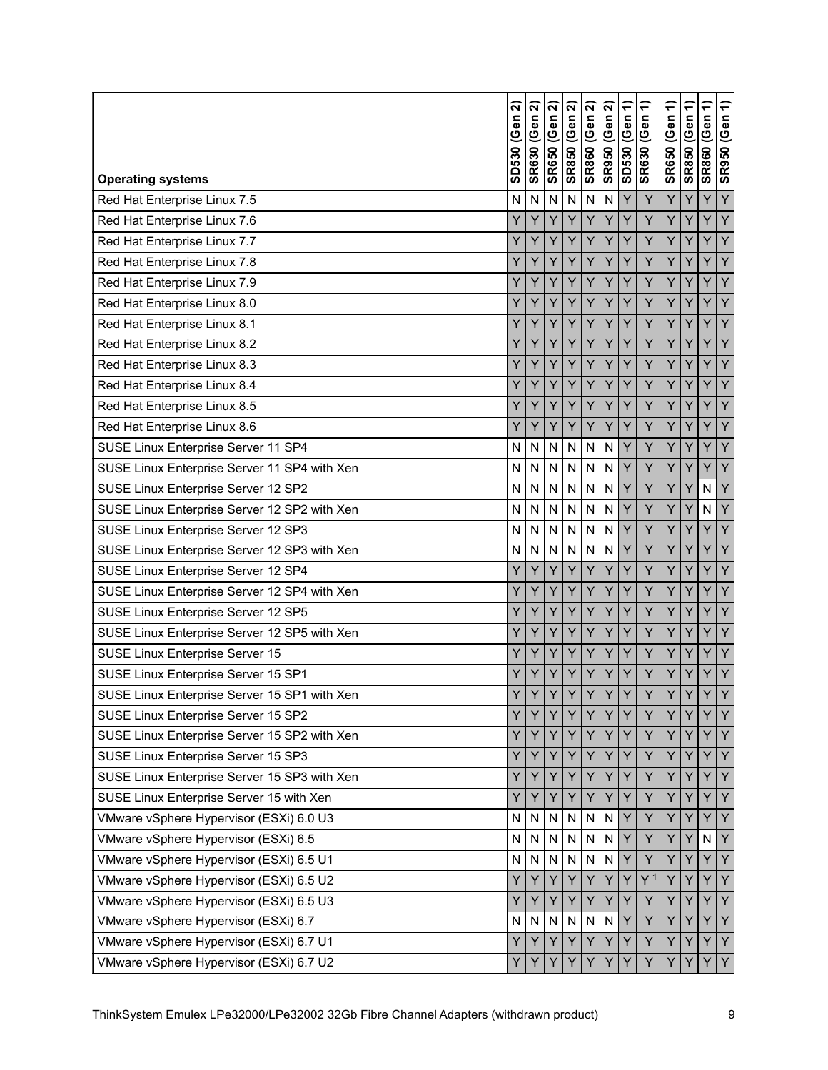| Operating systems | SD530 (Gen 2) | SR630 (Gen 2) | SR650 (Gen 2) | SR850 (Gen 2) | SR860 (Gen 2) | SR950 (Gen 2) | SD530 (Gen 1) | SR630 (Gen 1) | SR650 (Gen 1) | SR850 (Gen 1) | SR860 (Gen 1) | SR950 (Gen 1) |
|---|---|---|---|---|---|---|---|---|---|---|---|---|
| Red Hat Enterprise Linux 7.5 | N | N | N | N | N | N | Y | Y | Y | Y | Y | Y |
| Red Hat Enterprise Linux 7.6 | Y | Y | Y | Y | Y | Y | Y | Y | Y | Y | Y | Y |
| Red Hat Enterprise Linux 7.7 | Y | Y | Y | Y | Y | Y | Y | Y | Y | Y | Y | Y |
| Red Hat Enterprise Linux 7.8 | Y | Y | Y | Y | Y | Y | Y | Y | Y | Y | Y | Y |
| Red Hat Enterprise Linux 7.9 | Y | Y | Y | Y | Y | Y | Y | Y | Y | Y | Y | Y |
| Red Hat Enterprise Linux 8.0 | Y | Y | Y | Y | Y | Y | Y | Y | Y | Y | Y | Y |
| Red Hat Enterprise Linux 8.1 | Y | Y | Y | Y | Y | Y | Y | Y | Y | Y | Y | Y |
| Red Hat Enterprise Linux 8.2 | Y | Y | Y | Y | Y | Y | Y | Y | Y | Y | Y | Y |
| Red Hat Enterprise Linux 8.3 | Y | Y | Y | Y | Y | Y | Y | Y | Y | Y | Y | Y |
| Red Hat Enterprise Linux 8.4 | Y | Y | Y | Y | Y | Y | Y | Y | Y | Y | Y | Y |
| Red Hat Enterprise Linux 8.5 | Y | Y | Y | Y | Y | Y | Y | Y | Y | Y | Y | Y |
| Red Hat Enterprise Linux 8.6 | Y | Y | Y | Y | Y | Y | Y | Y | Y | Y | Y | Y |
| SUSE Linux Enterprise Server 11 SP4 | N | N | N | N | N | N | Y | Y | Y | Y | Y | Y |
| SUSE Linux Enterprise Server 11 SP4 with Xen | N | N | N | N | N | N | Y | Y | Y | Y | Y | Y |
| SUSE Linux Enterprise Server 12 SP2 | N | N | N | N | N | N | Y | Y | Y | Y | N | Y |
| SUSE Linux Enterprise Server 12 SP2 with Xen | N | N | N | N | N | N | Y | Y | Y | Y | N | Y |
| SUSE Linux Enterprise Server 12 SP3 | N | N | N | N | N | N | Y | Y | Y | Y | Y | Y |
| SUSE Linux Enterprise Server 12 SP3 with Xen | N | N | N | N | N | N | Y | Y | Y | Y | Y | Y |
| SUSE Linux Enterprise Server 12 SP4 | Y | Y | Y | Y | Y | Y | Y | Y | Y | Y | Y | Y |
| SUSE Linux Enterprise Server 12 SP4 with Xen | Y | Y | Y | Y | Y | Y | Y | Y | Y | Y | Y | Y |
| SUSE Linux Enterprise Server 12 SP5 | Y | Y | Y | Y | Y | Y | Y | Y | Y | Y | Y | Y |
| SUSE Linux Enterprise Server 12 SP5 with Xen | Y | Y | Y | Y | Y | Y | Y | Y | Y | Y | Y | Y |
| SUSE Linux Enterprise Server 15 | Y | Y | Y | Y | Y | Y | Y | Y | Y | Y | Y | Y |
| SUSE Linux Enterprise Server 15 SP1 | Y | Y | Y | Y | Y | Y | Y | Y | Y | Y | Y | Y |
| SUSE Linux Enterprise Server 15 SP1 with Xen | Y | Y | Y | Y | Y | Y | Y | Y | Y | Y | Y | Y |
| SUSE Linux Enterprise Server 15 SP2 | Y | Y | Y | Y | Y | Y | Y | Y | Y | Y | Y | Y |
| SUSE Linux Enterprise Server 15 SP2 with Xen | Y | Y | Y | Y | Y | Y | Y | Y | Y | Y | Y | Y |
| SUSE Linux Enterprise Server 15 SP3 | Y | Y | Y | Y | Y | Y | Y | Y | Y | Y | Y | Y |
| SUSE Linux Enterprise Server 15 SP3 with Xen | Y | Y | Y | Y | Y | Y | Y | Y | Y | Y | Y | Y |
| SUSE Linux Enterprise Server 15 with Xen | Y | Y | Y | Y | Y | Y | Y | Y | Y | Y | Y | Y |
| VMware vSphere Hypervisor (ESXi) 6.0 U3 | N | N | N | N | N | N | Y | Y | Y | Y | Y | Y |
| VMware vSphere Hypervisor (ESXi) 6.5 | N | N | N | N | N | N | Y | Y | Y | Y | N | Y |
| VMware vSphere Hypervisor (ESXi) 6.5 U1 | N | N | N | N | N | N | Y | Y | Y | Y | Y | Y |
| VMware vSphere Hypervisor (ESXi) 6.5 U2 | Y | Y | Y | Y | Y | Y | Y | Y [1] | Y | Y | Y | Y |
| VMware vSphere Hypervisor (ESXi) 6.5 U3 | Y | Y | Y | Y | Y | Y | Y | Y | Y | Y | Y | Y |
| VMware vSphere Hypervisor (ESXi) 6.7 | N | N | N | N | N | N | Y | Y | Y | Y | Y | Y |
| VMware vSphere Hypervisor (ESXi) 6.7 U1 | Y | Y | Y | Y | Y | Y | Y | Y | Y | Y | Y | Y |
| VMware vSphere Hypervisor (ESXi) 6.7 U2 | Y | Y | Y | Y | Y | Y | Y | Y | Y | Y | Y | Y |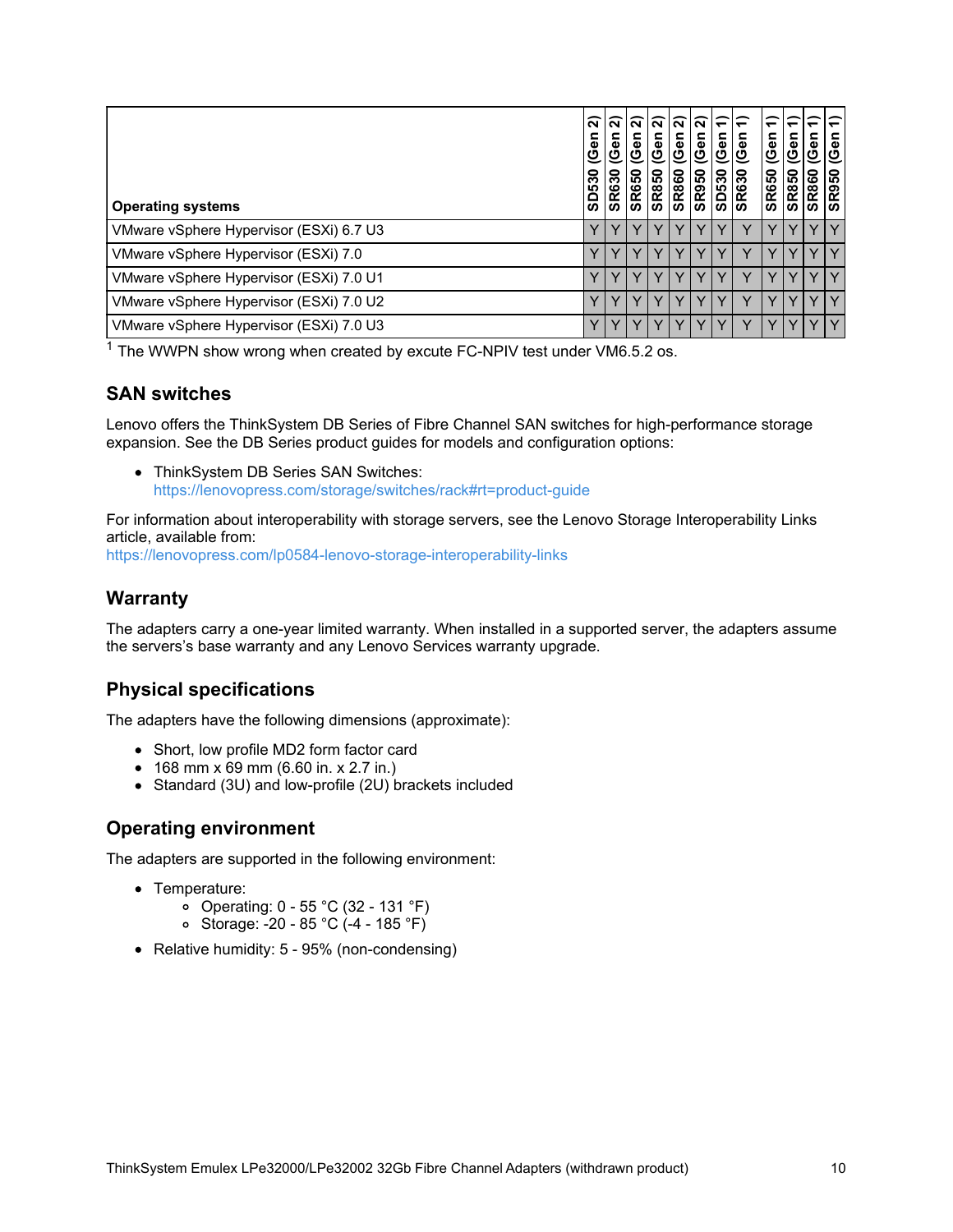| Operating systems | SD530 (Gen 2) | SR630 (Gen 2) | SR650 (Gen 2) | SR850 (Gen 2) | SR860 (Gen 2) | SR950 (Gen 2) | SD530 (Gen 1) | SR630 (Gen 1) | SR650 (Gen 1) | SR850 (Gen 1) | SR860 (Gen 1) | SR950 (Gen 1) |
|---|---|---|---|---|---|---|---|---|---|---|---|---|
| VMware vSphere Hypervisor (ESXi) 6.7 U3 | Y | Y | Y | Y | Y | Y | Y | Y | Y | Y | Y | Y |
| VMware vSphere Hypervisor (ESXi) 7.0 | Y | Y | Y | Y | Y | Y | Y | Y | Y | Y | Y | Y |
| VMware vSphere Hypervisor (ESXi) 7.0 U1 | Y | Y | Y | Y | Y | Y | Y | Y | Y | Y | Y | Y |
| VMware vSphere Hypervisor (ESXi) 7.0 U2 | Y | Y | Y | Y | Y | Y | Y | Y | Y | Y | Y | Y |
| VMware vSphere Hypervisor (ESXi) 7.0 U3 | Y | Y | Y | Y | Y | Y | Y | Y | Y | Y | Y | Y |

[1] The WWPN show wrong when created by excute FC-NPIV test under VM6.5.2 os.

## SAN switches

Lenovo offers the ThinkSystem DB Series of Fibre Channel SAN switches for high-performance storage expansion. See the DB Series product guides for models and configuration options:

- ThinkSystem DB Series SAN Switches:
  https://lenovopress.com/storage/switches/rack#rt=product-guide

For information about interoperability with storage servers, see the Lenovo Storage Interoperability Links article, available from:
https://lenovopress.com/lp0584-lenovo-storage-interoperability-links

## Warranty

The adapters carry a one-year limited warranty. When installed in a supported server, the adapters assume the servers's base warranty and any Lenovo Services warranty upgrade.

## Physical specifications

The adapters have the following dimensions (approximate):

- Short, low profile MD2 form factor card
- 168 mm x 69 mm (6.60 in. x 2.7 in.)
- Standard (3U) and low-profile (2U) brackets included

## Operating environment

The adapters are supported in the following environment:

- Temperature:
  - Operating: 0 - 55 °C (32 - 131 °F)
  - Storage: -20 - 85 °C (-4 - 185 °F)
- Relative humidity: 5 - 95% (non-condensing)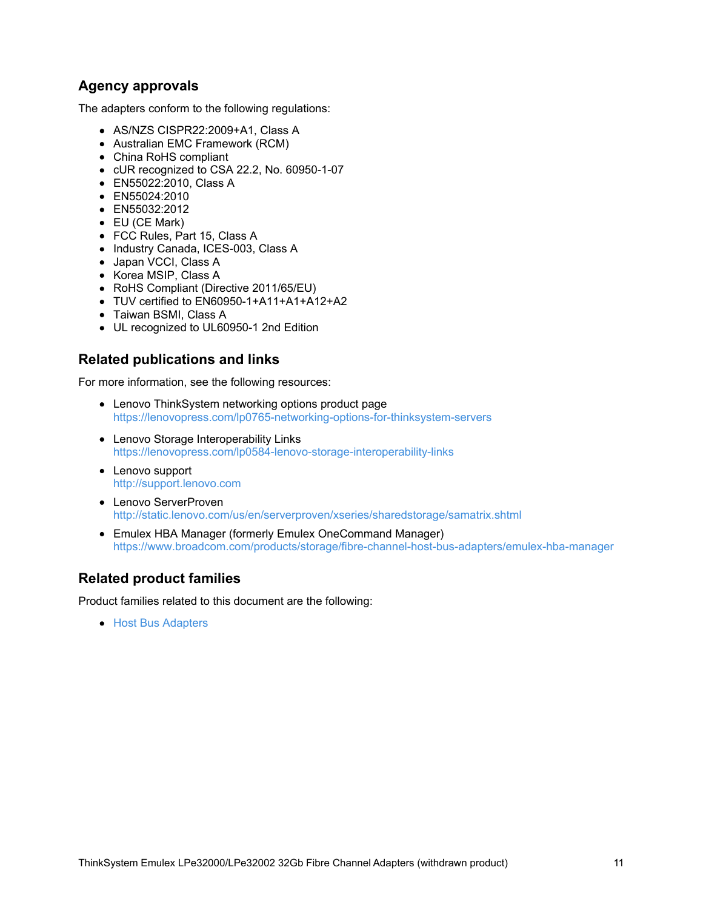## Agency approvals

The adapters conform to the following regulations:

- AS/NZS CISPR22:2009+A1, Class A
- Australian EMC Framework (RCM)
- China RoHS compliant
- cUR recognized to CSA 22.2, No. 60950-1-07
- EN55022:2010, Class A
- EN55024:2010
- EN55032:2012
- EU (CE Mark)
- FCC Rules, Part 15, Class A
- Industry Canada, ICES-003, Class A
- Japan VCCI, Class A
- Korea MSIP, Class A
- RoHS Compliant (Directive 2011/65/EU)
- TUV certified to EN60950-1+A11+A1+A12+A2
- Taiwan BSMI, Class A
- UL recognized to UL60950-1 2nd Edition

## Related publications and links

For more information, see the following resources:

- Lenovo ThinkSystem networking options product page
  https://lenovopress.com/lp0765-networking-options-for-thinksystem-servers
- Lenovo Storage Interoperability Links
  https://lenovopress.com/lp0584-lenovo-storage-interoperability-links
- Lenovo support
  http://support.lenovo.com
- Lenovo ServerProven
  http://static.lenovo.com/us/en/serverproven/xseries/sharedstorage/samatrix.shtml
- Emulex HBA Manager (formerly Emulex OneCommand Manager)
  https://www.broadcom.com/products/storage/fibre-channel-host-bus-adapters/emulex-hba-manager

## Related product families

Product families related to this document are the following:

- Host Bus Adapters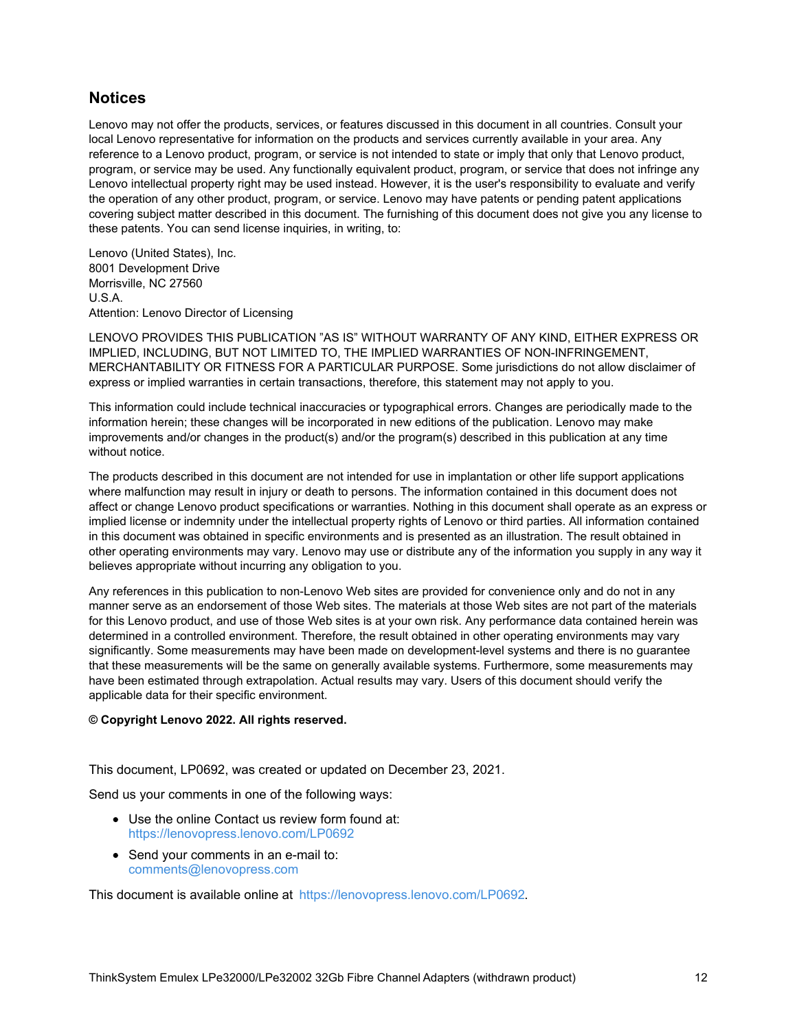## Notices

Lenovo may not offer the products, services, or features discussed in this document in all countries. Consult your local Lenovo representative for information on the products and services currently available in your area. Any reference to a Lenovo product, program, or service is not intended to state or imply that only that Lenovo product, program, or service may be used. Any functionally equivalent product, program, or service that does not infringe any Lenovo intellectual property right may be used instead. However, it is the user's responsibility to evaluate and verify the operation of any other product, program, or service. Lenovo may have patents or pending patent applications covering subject matter described in this document. The furnishing of this document does not give you any license to these patents. You can send license inquiries, in writing, to:

Lenovo (United States), Inc.
8001 Development Drive
Morrisville, NC 27560
U.S.A.
Attention: Lenovo Director of Licensing

LENOVO PROVIDES THIS PUBLICATION ”AS IS” WITHOUT WARRANTY OF ANY KIND, EITHER EXPRESS OR IMPLIED, INCLUDING, BUT NOT LIMITED TO, THE IMPLIED WARRANTIES OF NON-INFRINGEMENT, MERCHANTABILITY OR FITNESS FOR A PARTICULAR PURPOSE. Some jurisdictions do not allow disclaimer of express or implied warranties in certain transactions, therefore, this statement may not apply to you.

This information could include technical inaccuracies or typographical errors. Changes are periodically made to the information herein; these changes will be incorporated in new editions of the publication. Lenovo may make improvements and/or changes in the product(s) and/or the program(s) described in this publication at any time without notice.

The products described in this document are not intended for use in implantation or other life support applications where malfunction may result in injury or death to persons. The information contained in this document does not affect or change Lenovo product specifications or warranties. Nothing in this document shall operate as an express or implied license or indemnity under the intellectual property rights of Lenovo or third parties. All information contained in this document was obtained in specific environments and is presented as an illustration. The result obtained in other operating environments may vary. Lenovo may use or distribute any of the information you supply in any way it believes appropriate without incurring any obligation to you.

Any references in this publication to non-Lenovo Web sites are provided for convenience only and do not in any manner serve as an endorsement of those Web sites. The materials at those Web sites are not part of the materials for this Lenovo product, and use of those Web sites is at your own risk. Any performance data contained herein was determined in a controlled environment. Therefore, the result obtained in other operating environments may vary significantly. Some measurements may have been made on development-level systems and there is no guarantee that these measurements will be the same on generally available systems. Furthermore, some measurements may have been estimated through extrapolation. Actual results may vary. Users of this document should verify the applicable data for their specific environment.

**© Copyright Lenovo 2022. All rights reserved.**

This document, LP0692, was created or updated on December 23, 2021.

Send us your comments in one of the following ways:

- Use the online Contact us review form found at:
  https://lenovopress.lenovo.com/LP0692
- Send your comments in an e-mail to:
  comments@lenovopress.com

This document is available online at https://lenovopress.lenovo.com/LP0692.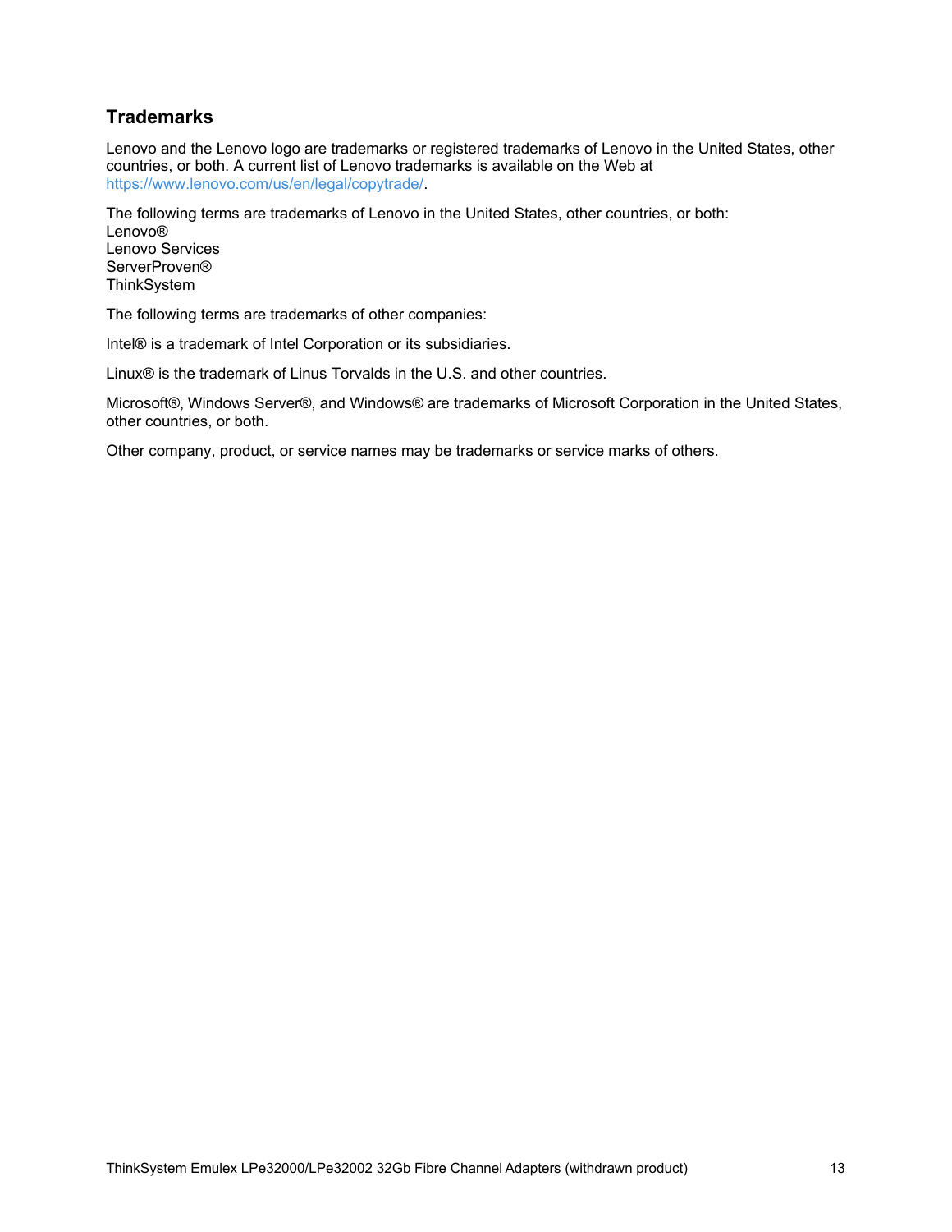## Trademarks

Lenovo and the Lenovo logo are trademarks or registered trademarks of Lenovo in the United States, other countries, or both. A current list of Lenovo trademarks is available on the Web at https://www.lenovo.com/us/en/legal/copytrade/.

The following terms are trademarks of Lenovo in the United States, other countries, or both:
Lenovo®
Lenovo Services
ServerProven®
ThinkSystem

The following terms are trademarks of other companies:

Intel® is a trademark of Intel Corporation or its subsidiaries.

Linux® is the trademark of Linus Torvalds in the U.S. and other countries.

Microsoft®, Windows Server®, and Windows® are trademarks of Microsoft Corporation in the United States, other countries, or both.

Other company, product, or service names may be trademarks or service marks of others.